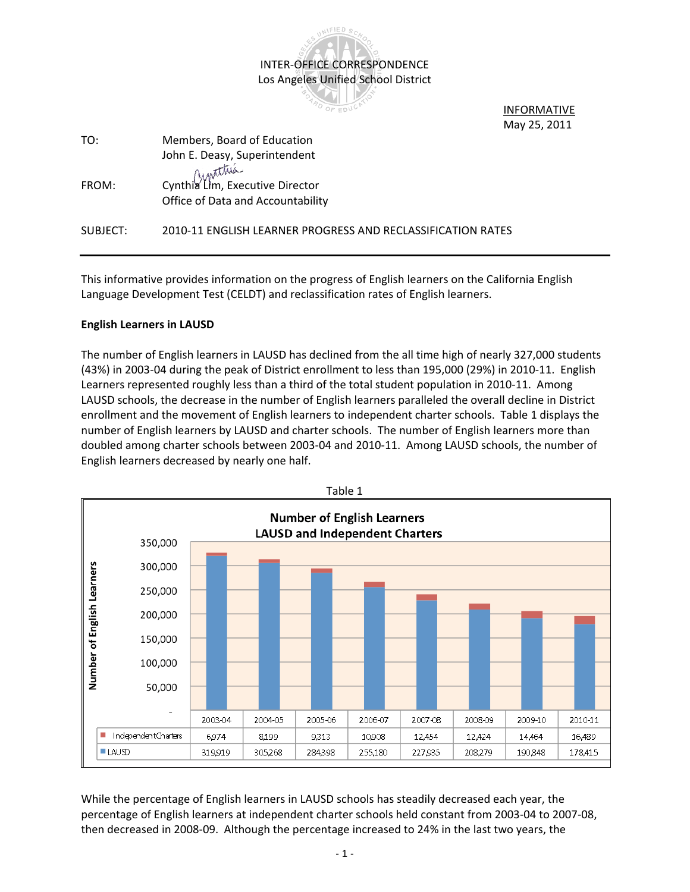INTER-OFFICE CORRESPONDENCE
Los Angeles Unified School District

INFORMATIVE
May 25, 2011

TO: Members, Board of Education
John E. Deasy, Superintendent

FROM: Cynthia Lim, Executive Director
Office of Data and Accountability

SUBJECT: 2010-11 ENGLISH LEARNER PROGRESS AND RECLASSIFICATION RATES

---

This informative provides information on the progress of English learners on the California English Language Development Test (CELDT) and reclassification rates of English learners.

**English Learners in LAUSD**

The number of English learners in LAUSD has declined from the all time high of nearly 327,000 students (43%) in 2003-04 during the peak of District enrollment to less than 195,000 (29%) in 2010-11. English Learners represented roughly less than a third of the total student population in 2010-11. Among LAUSD schools, the decrease in the number of English learners paralleled the overall decline in District enrollment and the movement of English learners to independent charter schools. Table 1 displays the number of English learners by LAUSD and charter schools. The number of English learners more than doubled among charter schools between 2003-04 and 2010-11. Among LAUSD schools, the number of English learners decreased by nearly one half.

Table 1

**Number of English Learners**
**LAUSD and Independent Charters**

| | 2003-04 | 2004-05 | 2005-06 | 2006-07 | 2007-08 | 2008-09 | 2009-10 | 2010-11 |
|---|---|---|---|---|---|---|---|---|
| Independent Charters | 6,974 | 8,199 | 9,313 | 10,908 | 12,454 | 12,424 | 14,464 | 16,489 |
| LAUSD | 319,919 | 305,268 | 284,398 | 255,180 | 227,935 | 208,279 | 190,848 | 178,415 |

While the percentage of English learners in LAUSD schools has steadily decreased each year, the percentage of English learners at independent charter schools held constant from 2003-04 to 2007-08, then decreased in 2008-09. Although the percentage increased to 24% in the last two years, the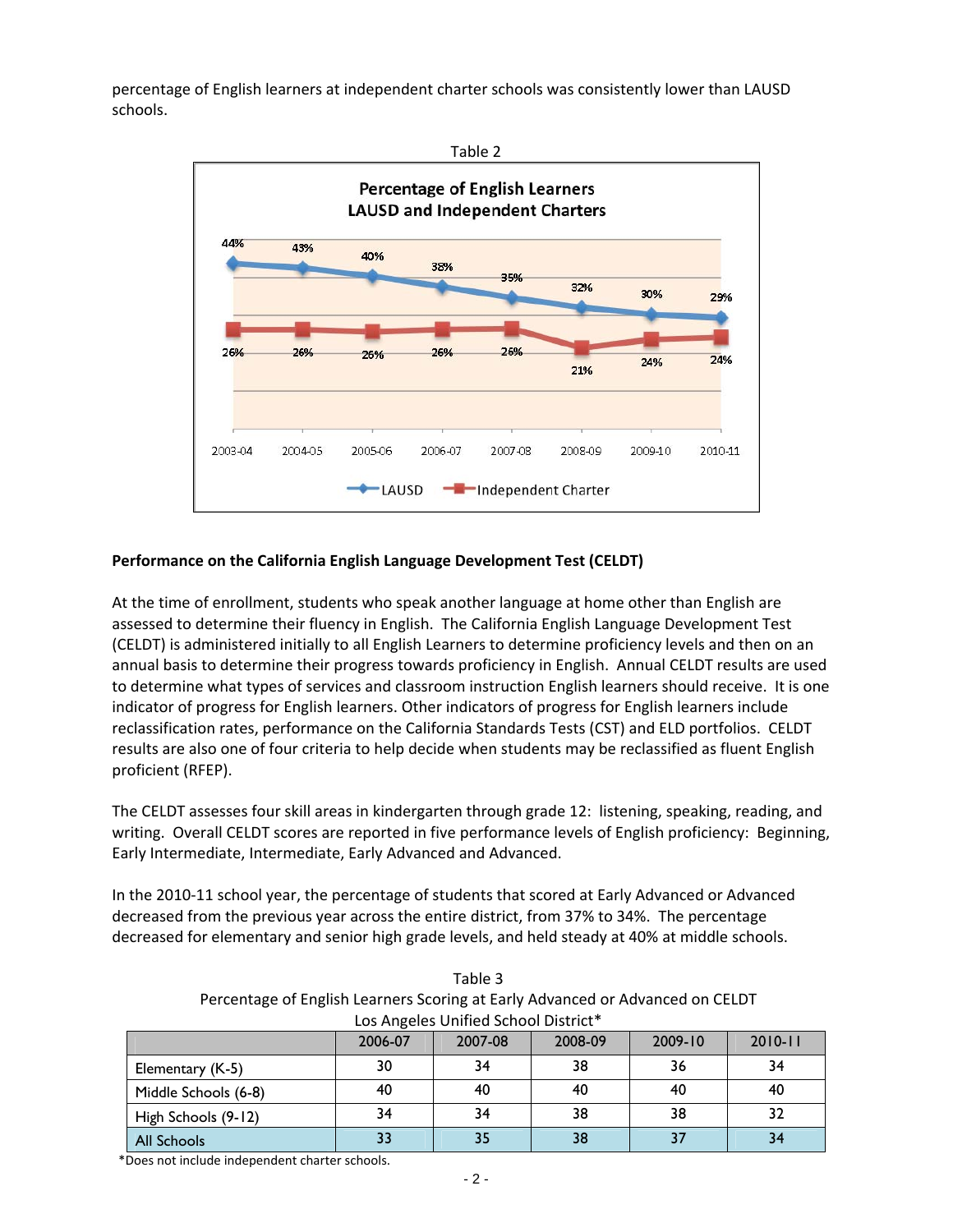percentage of English learners at independent charter schools was consistently lower than LAUSD schools.

Table 2

**Percentage of English Learners LAUSD and Independent Charters**

| | 2003-04 | 2004-05 | 2005-06 | 2006-07 | 2007-08 | 2008-09 | 2009-10 | 2010-11 |
|---|---|---|---|---|---|---|---|---|
| LAUSD | 44% | 43% | 40% | 38% | 35% | 32% | 30% | 29% |
| Independent Charter | 26% | 26% | 26% | 26% | 26% | 21% | 24% | 24% |

### Performance on the California English Language Development Test (CELDT)

At the time of enrollment, students who speak another language at home other than English are assessed to determine their fluency in English. The California English Language Development Test (CELDT) is administered initially to all English Learners to determine proficiency levels and then on an annual basis to determine their progress towards proficiency in English. Annual CELDT results are used to determine what types of services and classroom instruction English learners should receive. It is one indicator of progress for English learners. Other indicators of progress for English learners include reclassification rates, performance on the California Standards Tests (CST) and ELD portfolios. CELDT results are also one of four criteria to help decide when students may be reclassified as fluent English proficient (RFEP).

The CELDT assesses four skill areas in kindergarten through grade 12: listening, speaking, reading, and writing. Overall CELDT scores are reported in five performance levels of English proficiency: Beginning, Early Intermediate, Intermediate, Early Advanced and Advanced.

In the 2010-11 school year, the percentage of students that scored at Early Advanced or Advanced decreased from the previous year across the entire district, from 37% to 34%. The percentage decreased for elementary and senior high grade levels, and held steady at 40% at middle schools.

Table 3
Percentage of English Learners Scoring at Early Advanced or Advanced on CELDT
Los Angeles Unified School District*

| | 2006-07 | 2007-08 | 2008-09 | 2009-10 | 2010-11 |
|---|---|---|---|---|---|
| Elementary (K-5) | 30 | 34 | 38 | 36 | 34 |
| Middle Schools (6-8) | 40 | 40 | 40 | 40 | 40 |
| High Schools (9-12) | 34 | 34 | 38 | 38 | 32 |
| All Schools | 33 | 35 | 38 | 37 | 34 |

*Does not include independent charter schools.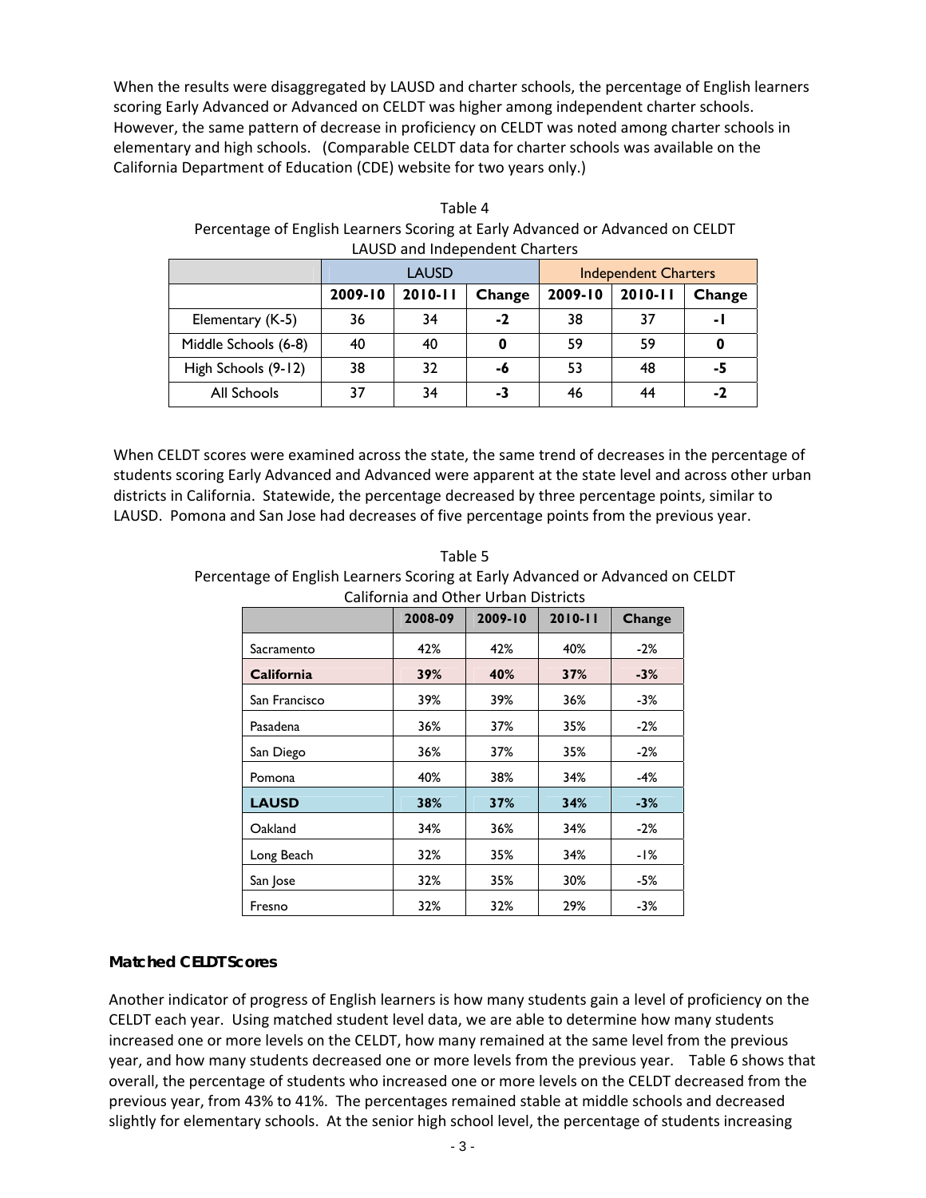When the results were disaggregated by LAUSD and charter schools, the percentage of English learners scoring Early Advanced or Advanced on CELDT was higher among independent charter schools. However, the same pattern of decrease in proficiency on CELDT was noted among charter schools in elementary and high schools. (Comparable CELDT data for charter schools was available on the California Department of Education (CDE) website for two years only.)

Table 4
Percentage of English Learners Scoring at Early Advanced or Advanced on CELDT
LAUSD and Independent Charters

| | LAUSD | | | Independent Charters | | |
|---|---|---|---|---|---|---|
| | **2009-10** | **2010-11** | **Change** | **2009-10** | **2010-11** | **Change** |
| Elementary (K-5) | 36 | 34 | **-2** | 38 | 37 | **-1** |
| Middle Schools (6-8) | 40 | 40 | **0** | 59 | 59 | **0** |
| High Schools (9-12) | 38 | 32 | **-6** | 53 | 48 | **-5** |
| All Schools | 37 | 34 | **-3** | 46 | 44 | **-2** |

When CELDT scores were examined across the state, the same trend of decreases in the percentage of students scoring Early Advanced and Advanced were apparent at the state level and across other urban districts in California. Statewide, the percentage decreased by three percentage points, similar to LAUSD. Pomona and San Jose had decreases of five percentage points from the previous year.

Table 5
Percentage of English Learners Scoring at Early Advanced or Advanced on CELDT
California and Other Urban Districts

| | **2008-09** | **2009-10** | **2010-11** | **Change** |
|---|---|---|---|---|
| Sacramento | 42% | 42% | 40% | -2% |
| **California** | **39%** | **40%** | **37%** | **-3%** |
| San Francisco | 39% | 39% | 36% | -3% |
| Pasadena | 36% | 37% | 35% | -2% |
| San Diego | 36% | 37% | 35% | -2% |
| Pomona | 40% | 38% | 34% | -4% |
| **LAUSD** | **38%** | **37%** | **34%** | **-3%** |
| Oakland | 34% | 36% | 34% | -2% |
| Long Beach | 32% | 35% | 34% | -1% |
| San Jose | 32% | 35% | 30% | -5% |
| Fresno | 32% | 32% | 29% | -3% |

**Matched CELDT Scores**

Another indicator of progress of English learners is how many students gain a level of proficiency on the CELDT each year. Using matched student level data, we are able to determine how many students increased one or more levels on the CELDT, how many remained at the same level from the previous year, and how many students decreased one or more levels from the previous year. Table 6 shows that overall, the percentage of students who increased one or more levels on the CELDT decreased from the previous year, from 43% to 41%. The percentages remained stable at middle schools and decreased slightly for elementary schools. At the senior high school level, the percentage of students increasing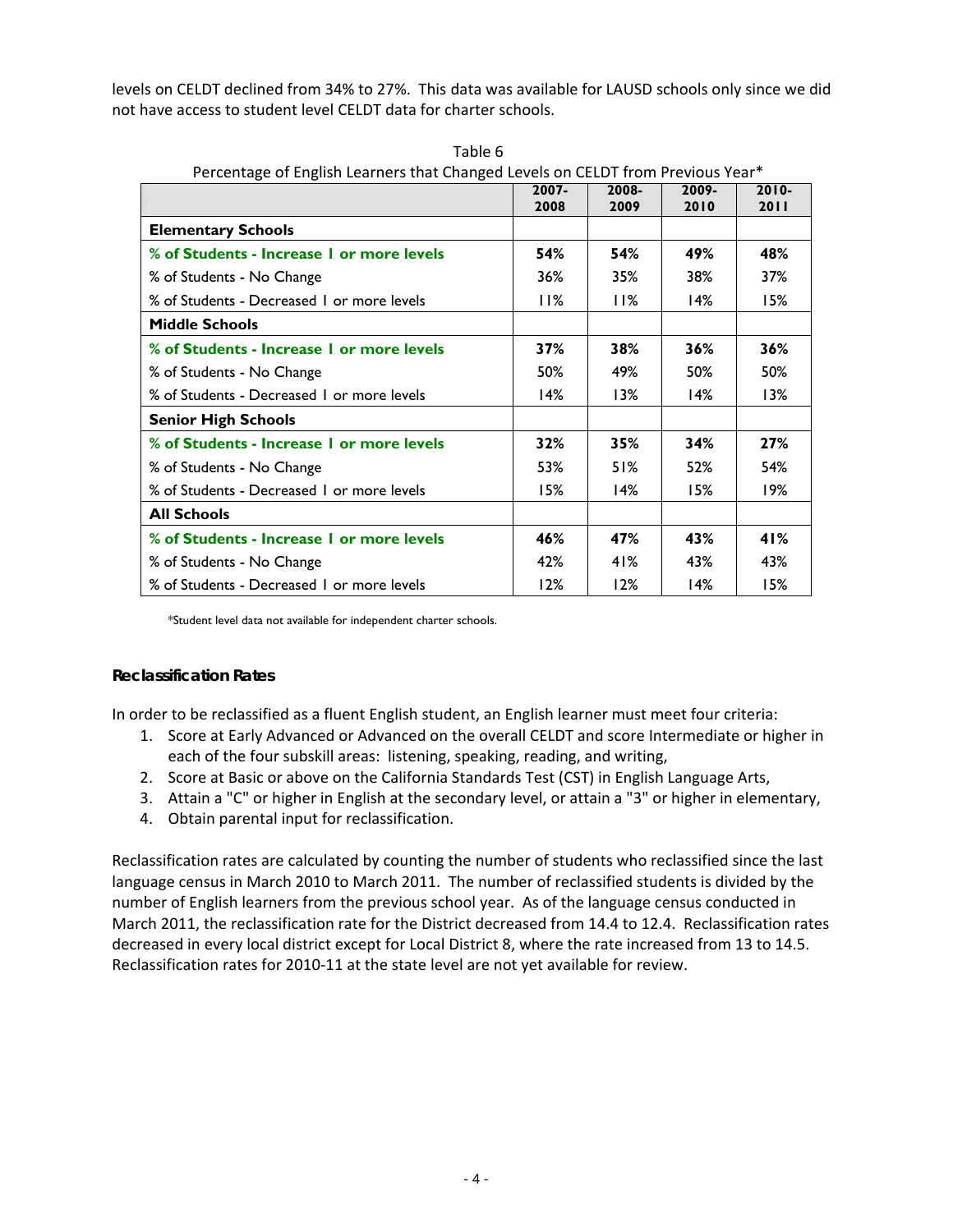levels on CELDT declined from 34% to 27%. This data was available for LAUSD schools only since we did not have access to student level CELDT data for charter schools.

Table 6
Percentage of English Learners that Changed Levels on CELDT from Previous Year*

| | 2007-2008 | 2008-2009 | 2009-2010 | 2010-2011 |
|---|---|---|---|---|
| **Elementary Schools** | | | | |
| **% of Students - Increase 1 or more levels** | **54%** | **54%** | **49%** | **48%** |
| % of Students - No Change | 36% | 35% | 38% | 37% |
| % of Students - Decreased 1 or more levels | 11% | 11% | 14% | 15% |
| **Middle Schools** | | | | |
| **% of Students - Increase 1 or more levels** | **37%** | **38%** | **36%** | **36%** |
| % of Students - No Change | 50% | 49% | 50% | 50% |
| % of Students - Decreased 1 or more levels | 14% | 13% | 14% | 13% |
| **Senior High Schools** | | | | |
| **% of Students - Increase 1 or more levels** | **32%** | **35%** | **34%** | **27%** |
| % of Students - No Change | 53% | 51% | 52% | 54% |
| % of Students - Decreased 1 or more levels | 15% | 14% | 15% | 19% |
| **All Schools** | | | | |
| **% of Students - Increase 1 or more levels** | **46%** | **47%** | **43%** | **41%** |
| % of Students - No Change | 42% | 41% | 43% | 43% |
| % of Students - Decreased 1 or more levels | 12% | 12% | 14% | 15% |

*Student level data not available for independent charter schools.

### Reclassification Rates

In order to be reclassified as a fluent English student, an English learner must meet four criteria:

1. Score at Early Advanced or Advanced on the overall CELDT and score Intermediate or higher in each of the four subskill areas: listening, speaking, reading, and writing,
2. Score at Basic or above on the California Standards Test (CST) in English Language Arts,
3. Attain a "C" or higher in English at the secondary level, or attain a "3" or higher in elementary,
4. Obtain parental input for reclassification.

Reclassification rates are calculated by counting the number of students who reclassified since the last language census in March 2010 to March 2011. The number of reclassified students is divided by the number of English learners from the previous school year. As of the language census conducted in March 2011, the reclassification rate for the District decreased from 14.4 to 12.4. Reclassification rates decreased in every local district except for Local District 8, where the rate increased from 13 to 14.5. Reclassification rates for 2010-11 at the state level are not yet available for review.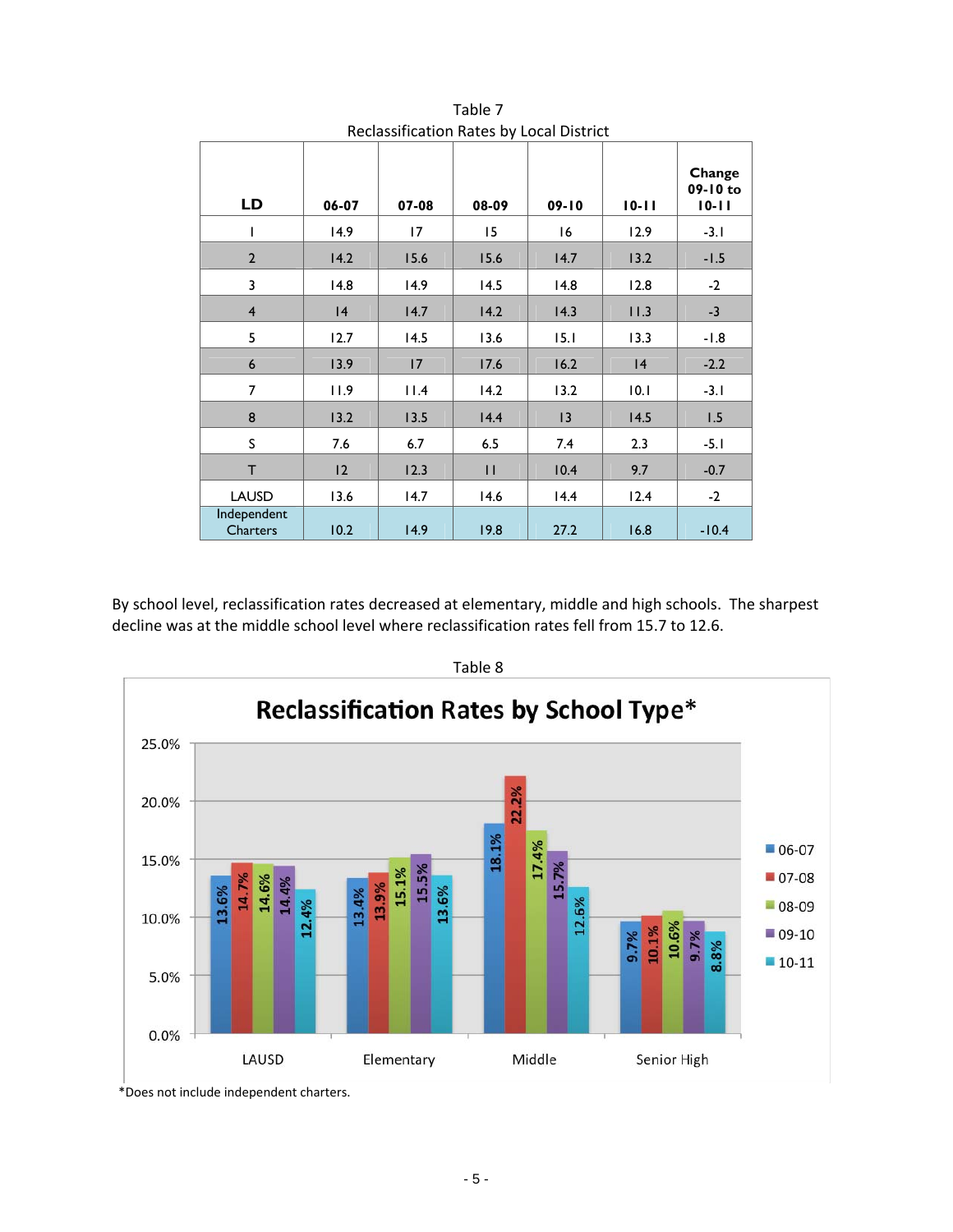Table 7

Reclassification Rates by Local District

| LD | 06-07 | 07-08 | 08-09 | 09-10 | 10-11 | Change 09-10 to 10-11 |
|---|---|---|---|---|---|---|
| 1 | 14.9 | 17 | 15 | 16 | 12.9 | -3.1 |
| 2 | 14.2 | 15.6 | 15.6 | 14.7 | 13.2 | -1.5 |
| 3 | 14.8 | 14.9 | 14.5 | 14.8 | 12.8 | -2 |
| 4 | 14 | 14.7 | 14.2 | 14.3 | 11.3 | -3 |
| 5 | 12.7 | 14.5 | 13.6 | 15.1 | 13.3 | -1.8 |
| 6 | 13.9 | 17 | 17.6 | 16.2 | 14 | -2.2 |
| 7 | 11.9 | 11.4 | 14.2 | 13.2 | 10.1 | -3.1 |
| 8 | 13.2 | 13.5 | 14.4 | 13 | 14.5 | 1.5 |
| S | 7.6 | 6.7 | 6.5 | 7.4 | 2.3 | -5.1 |
| T | 12 | 12.3 | 11 | 10.4 | 9.7 | -0.7 |
| LAUSD | 13.6 | 14.7 | 14.6 | 14.4 | 12.4 | -2 |
| Independent Charters | 10.2 | 14.9 | 19.8 | 27.2 | 16.8 | -10.4 |

By school level, reclassification rates decreased at elementary, middle and high schools. The sharpest decline was at the middle school level where reclassification rates fell from 15.7 to 12.6.

Table 8

**Reclassification Rates by School Type***

| School Type | 06-07 | 07-08 | 08-09 | 09-10 | 10-11 |
|---|---|---|---|---|---|
| LAUSD | 13.6% | 14.7% | 14.6% | 14.4% | 12.4% |
| Elementary | 13.4% | 13.9% | 15.1% | 15.5% | 13.6% |
| Middle | 18.1% | 22.2% | 17.4% | 15.7% | 12.6% |
| Senior High | 9.7% | 10.1% | 10.6% | 9.7% | 8.8% |

*Does not include independent charters.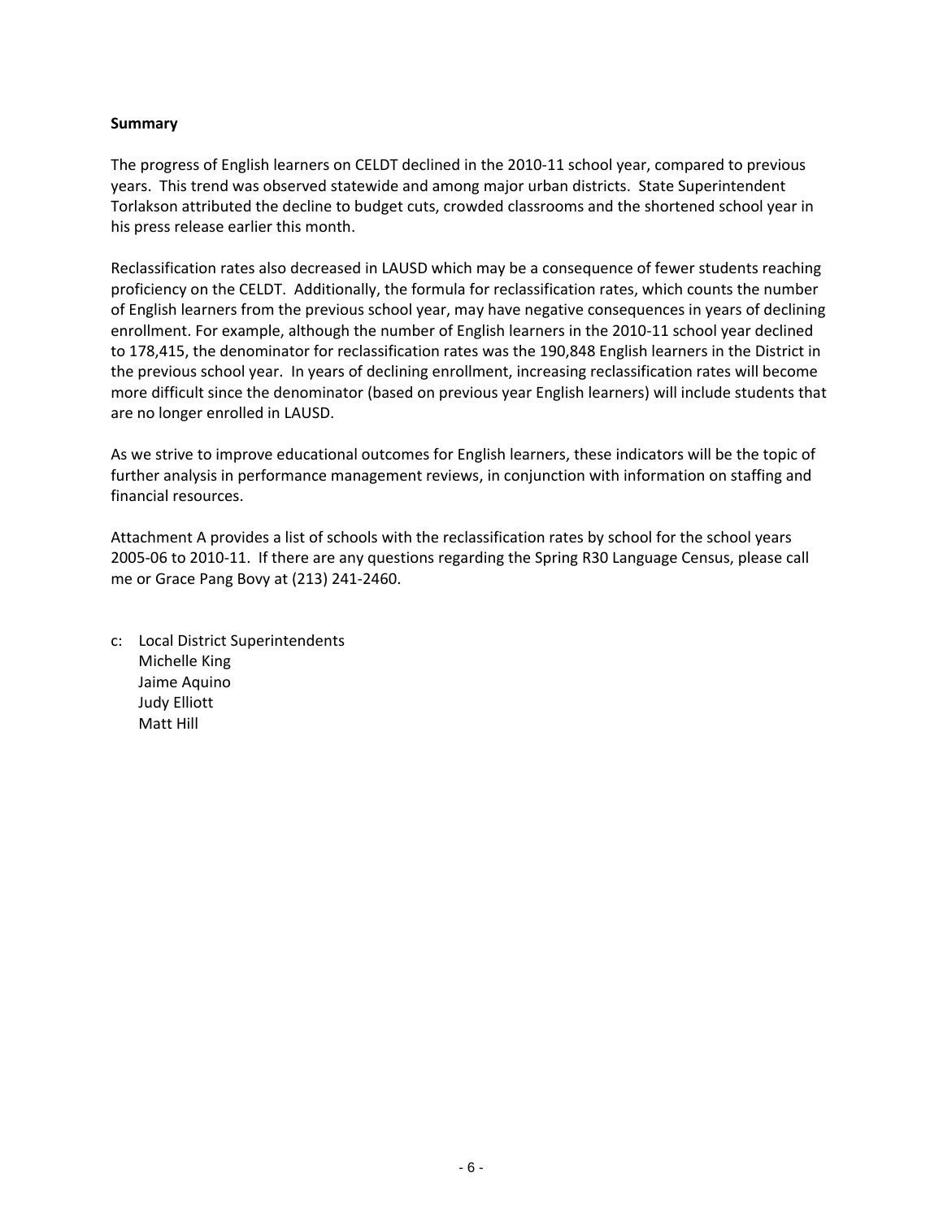**Summary**

The progress of English learners on CELDT declined in the 2010-11 school year, compared to previous years. This trend was observed statewide and among major urban districts. State Superintendent Torlakson attributed the decline to budget cuts, crowded classrooms and the shortened school year in his press release earlier this month.

Reclassification rates also decreased in LAUSD which may be a consequence of fewer students reaching proficiency on the CELDT. Additionally, the formula for reclassification rates, which counts the number of English learners from the previous school year, may have negative consequences in years of declining enrollment. For example, although the number of English learners in the 2010-11 school year declined to 178,415, the denominator for reclassification rates was the 190,848 English learners in the District in the previous school year. In years of declining enrollment, increasing reclassification rates will become more difficult since the denominator (based on previous year English learners) will include students that are no longer enrolled in LAUSD.

As we strive to improve educational outcomes for English learners, these indicators will be the topic of further analysis in performance management reviews, in conjunction with information on staffing and financial resources.

Attachment A provides a list of schools with the reclassification rates by school for the school years 2005-06 to 2010-11. If there are any questions regarding the Spring R30 Language Census, please call me or Grace Pang Bovy at (213) 241-2460.

c: Local District Superintendents
Michelle King
Jaime Aquino
Judy Elliott
Matt Hill